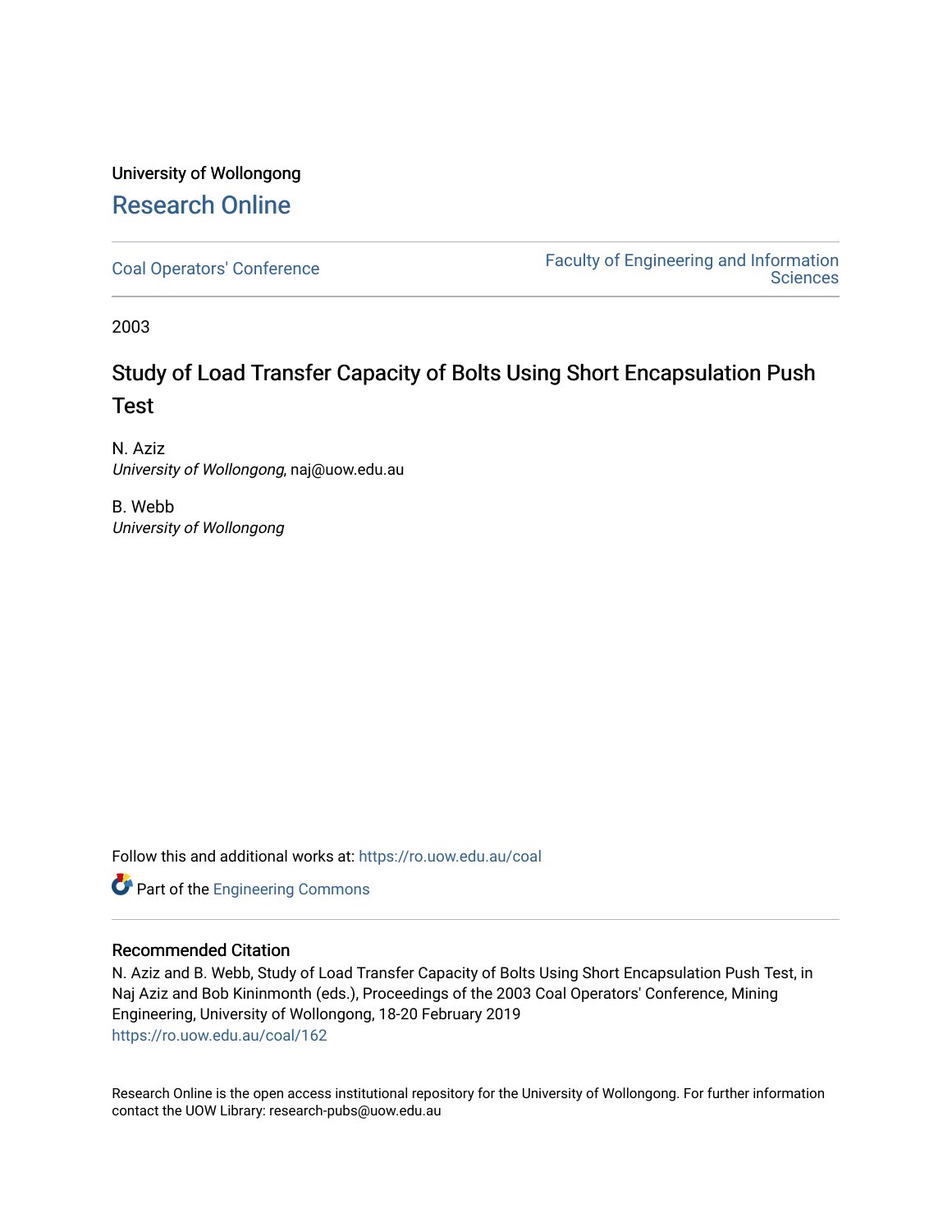University of Wollongong

# Research Online

Coal Operators' Conference | Faculty of Engineering and Information Sciences

2003

# Study of Load Transfer Capacity of Bolts Using Short Encapsulation Push Test

N. Aziz
*University of Wollongong*, naj@uow.edu.au

B. Webb
*University of Wollongong*

Follow this and additional works at: https://ro.uow.edu.au/coal

Part of the Engineering Commons

## Recommended Citation

N. Aziz and B. Webb, Study of Load Transfer Capacity of Bolts Using Short Encapsulation Push Test, in Naj Aziz and Bob Kininmonth (eds.), Proceedings of the 2003 Coal Operators' Conference, Mining Engineering, University of Wollongong, 18-20 February 2019
https://ro.uow.edu.au/coal/162

Research Online is the open access institutional repository for the University of Wollongong. For further information contact the UOW Library: research-pubs@uow.edu.au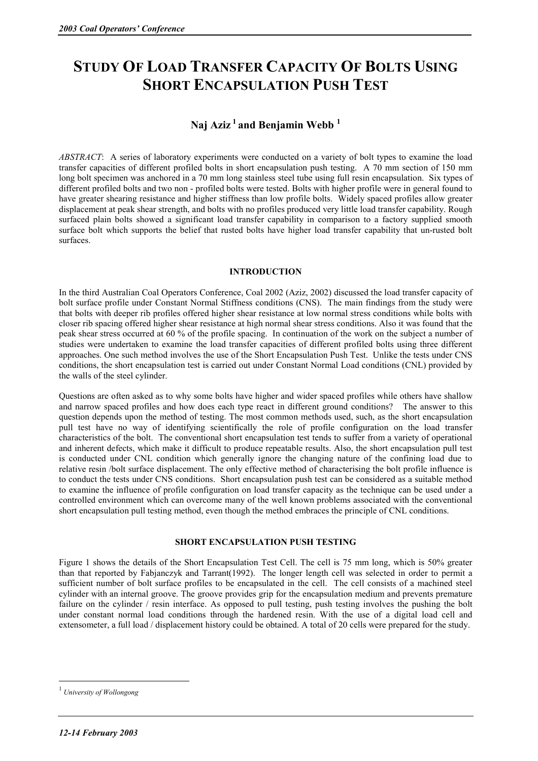#  STUDY OF LOAD TRANSFER CAPACITY OF BOLTS USING SHORT ENCAPSULATION PUSH TEST

**Naj Aziz [1] and Benjamin Webb [1]**

*ABSTRACT*: A series of laboratory experiments were conducted on a variety of bolt types to examine the load transfer capacities of different profiled bolts in short encapsulation push testing. A 70 mm section of 150 mm long bolt specimen was anchored in a 70 mm long stainless steel tube using full resin encapsulation. Six types of different profiled bolts and two non - profiled bolts were tested. Bolts with higher profile were in general found to have greater shearing resistance and higher stiffness than low profile bolts. Widely spaced profiles allow greater displacement at peak shear strength, and bolts with no profiles produced very little load transfer capability. Rough surfaced plain bolts showed a significant load transfer capability in comparison to a factory supplied smooth surface bolt which supports the belief that rusted bolts have higher load transfer capability that un-rusted bolt surfaces.

## INTRODUCTION

In the third Australian Coal Operators Conference, Coal 2002 (Aziz, 2002) discussed the load transfer capacity of bolt surface profile under Constant Normal Stiffness conditions (CNS). The main findings from the study were that bolts with deeper rib profiles offered higher shear resistance at low normal stress conditions while bolts with closer rib spacing offered higher shear resistance at high normal shear stress conditions. Also it was found that the peak shear stress occurred at 60 % of the profile spacing. In continuation of the work on the subject a number of studies were undertaken to examine the load transfer capacities of different profiled bolts using three different approaches. One such method involves the use of the Short Encapsulation Push Test. Unlike the tests under CNS conditions, the short encapsulation test is carried out under Constant Normal Load conditions (CNL) provided by the walls of the steel cylinder.

Questions are often asked as to why some bolts have higher and wider spaced profiles while others have shallow and narrow spaced profiles and how does each type react in different ground conditions? The answer to this question depends upon the method of testing. The most common methods used, such, as the short encapsulation pull test have no way of identifying scientifically the role of profile configuration on the load transfer characteristics of the bolt. The conventional short encapsulation test tends to suffer from a variety of operational and inherent defects, which make it difficult to produce repeatable results. Also, the short encapsulation pull test is conducted under CNL condition which generally ignore the changing nature of the confining load due to relative resin /bolt surface displacement. The only effective method of characterising the bolt profile influence is to conduct the tests under CNS conditions. Short encapsulation push test can be considered as a suitable method to examine the influence of profile configuration on load transfer capacity as the technique can be used under a controlled environment which can overcome many of the well known problems associated with the conventional short encapsulation pull testing method, even though the method embraces the principle of CNL conditions.

## SHORT ENCAPSULATION PUSH TESTING

Figure 1 shows the details of the Short Encapsulation Test Cell. The cell is 75 mm long, which is 50% greater than that reported by Fabjanczyk and Tarrant(1992). The longer length cell was selected in order to permit a sufficient number of bolt surface profiles to be encapsulated in the cell. The cell consists of a machined steel cylinder with an internal groove. The groove provides grip for the encapsulation medium and prevents premature failure on the cylinder / resin interface. As opposed to pull testing, push testing involves the pushing the bolt under constant normal load conditions through the hardened resin. With the use of a digital load cell and extensometer, a full load / displacement history could be obtained. A total of 20 cells were prepared for the study.

[1] *University of Wollongong*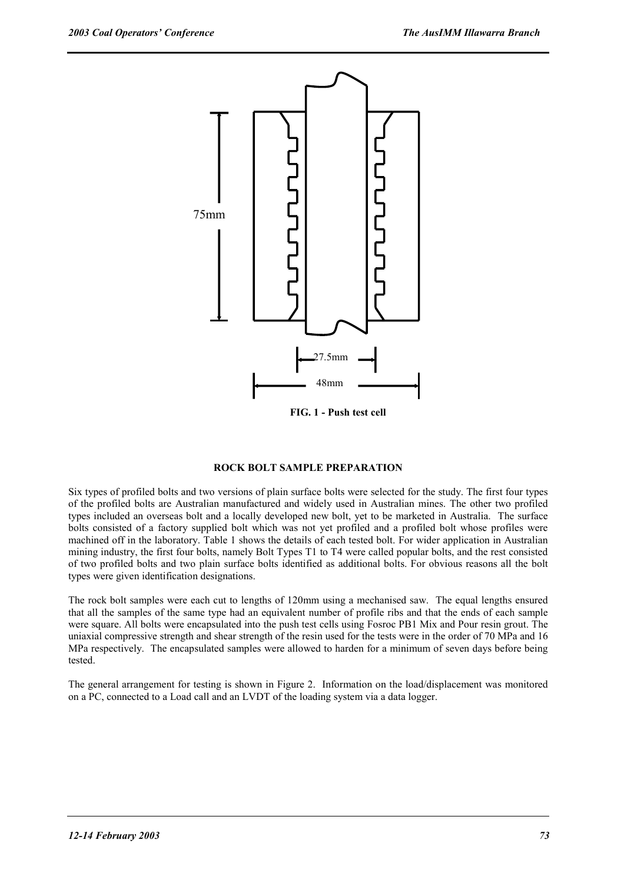75mm

27.5mm

48mm

**FIG. 1 - Push test cell**

## ROCK BOLT SAMPLE PREPARATION

Six types of profiled bolts and two versions of plain surface bolts were selected for the study. The first four types of the profiled bolts are Australian manufactured and widely used in Australian mines. The other two profiled types included an overseas bolt and a locally developed new bolt, yet to be marketed in Australia. The surface bolts consisted of a factory supplied bolt which was not yet profiled and a profiled bolt whose profiles were machined off in the laboratory. Table 1 shows the details of each tested bolt. For wider application in Australian mining industry, the first four bolts, namely Bolt Types T1 to T4 were called popular bolts, and the rest consisted of two profiled bolts and two plain surface bolts identified as additional bolts. For obvious reasons all the bolt types were given identification designations.

The rock bolt samples were each cut to lengths of 120mm using a mechanised saw. The equal lengths ensured that all the samples of the same type had an equivalent number of profile ribs and that the ends of each sample were square. All bolts were encapsulated into the push test cells using Fosroc PB1 Mix and Pour resin grout. The uniaxial compressive strength and shear strength of the resin used for the tests were in the order of 70 MPa and 16 MPa respectively. The encapsulated samples were allowed to harden for a minimum of seven days before being tested.

The general arrangement for testing is shown in Figure 2. Information on the load/displacement was monitored on a PC, connected to a Load call and an LVDT of the loading system via a data logger.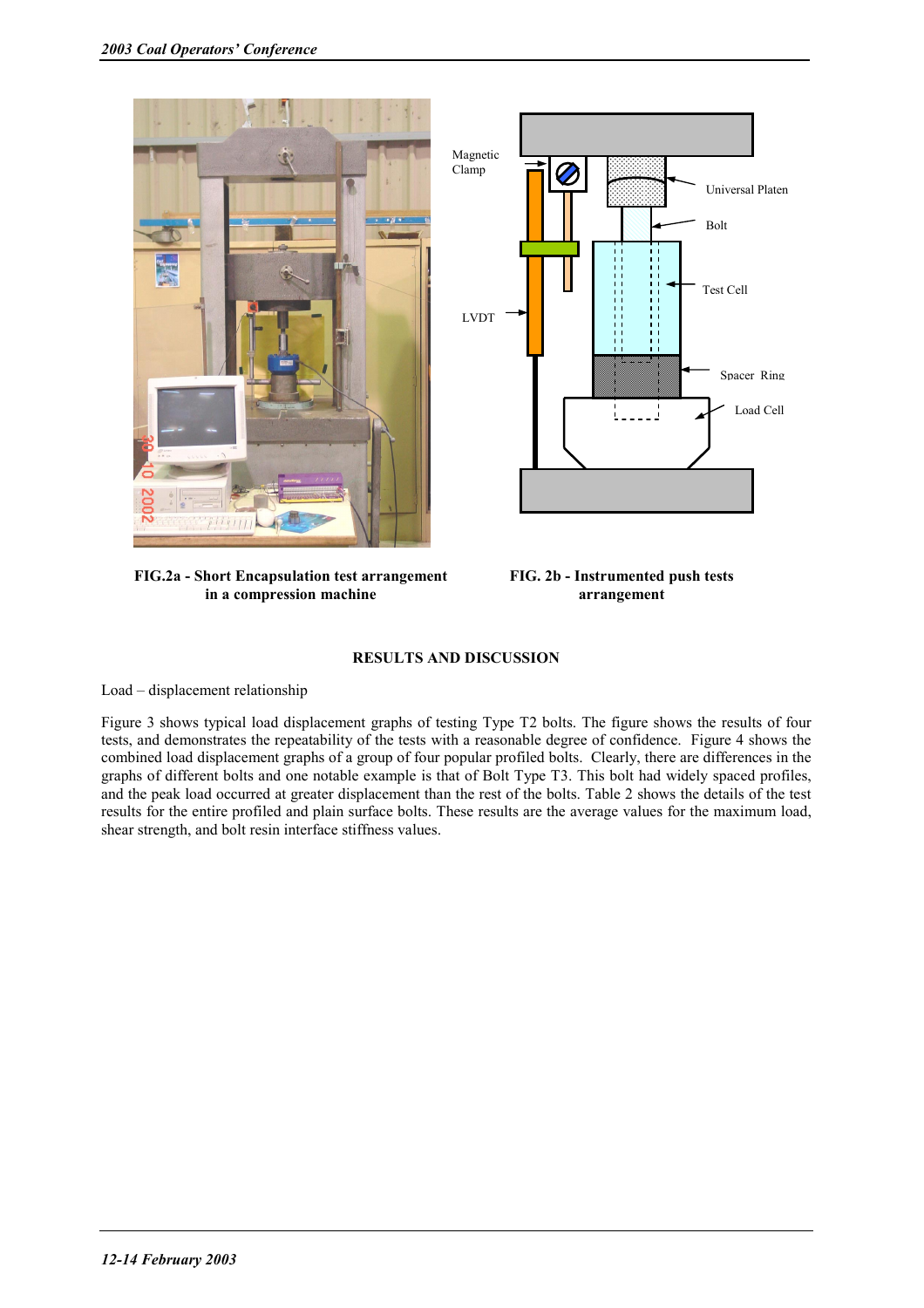FIG.2a - Short Encapsulation test arrangement in a compression machine

FIG. 2b - Instrumented push tests arrangement

## RESULTS AND DISCUSSION

Load – displacement relationship

Figure 3 shows typical load displacement graphs of testing Type T2 bolts. The figure shows the results of four tests, and demonstrates the repeatability of the tests with a reasonable degree of confidence. Figure 4 shows the combined load displacement graphs of a group of four popular profiled bolts. Clearly, there are differences in the graphs of different bolts and one notable example is that of Bolt Type T3. This bolt had widely spaced profiles, and the peak load occurred at greater displacement than the rest of the bolts. Table 2 shows the details of the test results for the entire profiled and plain surface bolts. These results are the average values for the maximum load, shear strength, and bolt resin interface stiffness values.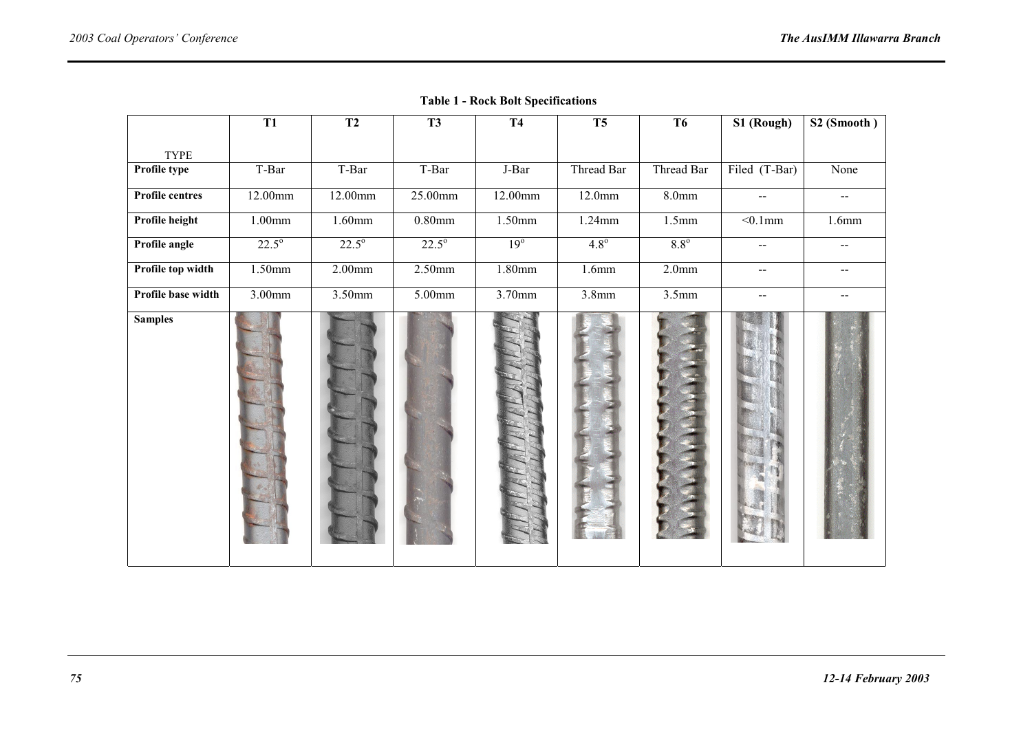**Table 1 - Rock Bolt Specifications**

| TYPE | T1 | T2 | T3 | T4 | T5 | T6 | S1 (Rough) | S2 (Smooth ) |
|---|---|---|---|---|---|---|---|---|
| **Profile type** | T-Bar | T-Bar | T-Bar | J-Bar | Thread Bar | Thread Bar | Filed (T-Bar) | None |
| **Profile centres** | 12.00mm | 12.00mm | 25.00mm | 12.00mm | 12.0mm | 8.0mm | -- | -- |
| **Profile height** | 1.00mm | 1.60mm | 0.80mm | 1.50mm | 1.24mm | 1.5mm | <0.1mm | 1.6mm |
| **Profile angle** | $22.5^o$ | $22.5^o$ | $22.5^o$ | $19^o$ | $4.8^o$ | $8.8^o$ | -- | -- |
| **Profile top width** | 1.50mm | 2.00mm | 2.50mm | 1.80mm | 1.6mm | 2.0mm | -- | -- |
| **Profile base width** | 3.00mm | 3.50mm | 5.00mm | 3.70mm | 3.8mm | 3.5mm | -- | -- |
| **Samples** | | | | | | | | |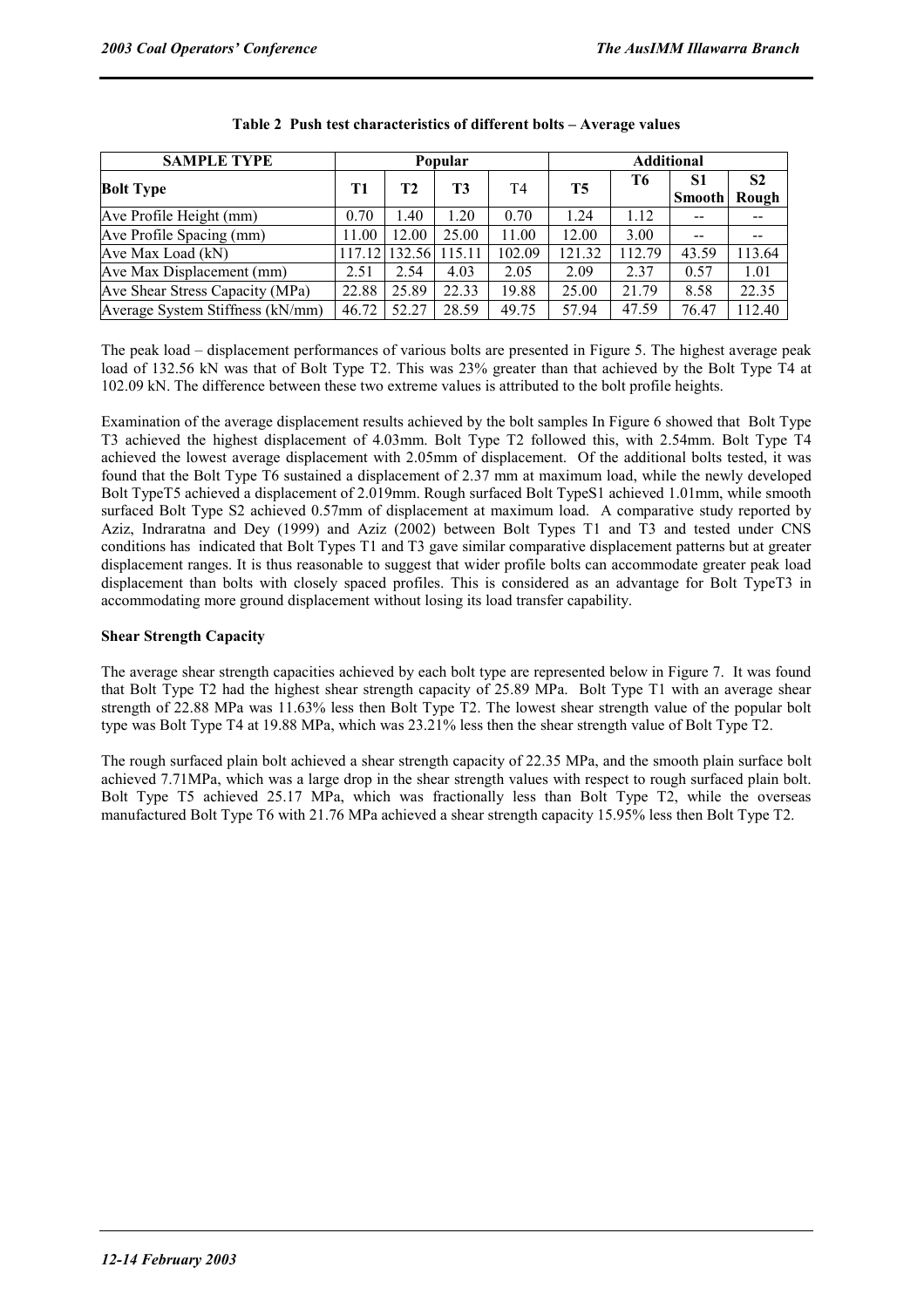**Table 2 Push test characteristics of different bolts – Average values**

| SAMPLE TYPE | Popular | | | | Additional | | | |
|---|---|---|---|---|---|---|---|---|
| **Bolt Type** | **T1** | **T2** | **T3** | T4 | **T5** | **T6** | **S1 Smooth** | **S2 Rough** |
| Ave Profile Height (mm) | 0.70 | 1.40 | 1.20 | 0.70 | 1.24 | 1.12 | -- | -- |
| Ave Profile Spacing (mm) | 11.00 | 12.00 | 25.00 | 11.00 | 12.00 | 3.00 | -- | -- |
| Ave Max Load (kN) | 117.12 | 132.56 | 115.11 | 102.09 | 121.32 | 112.79 | 43.59 | 113.64 |
| Ave Max Displacement (mm) | 2.51 | 2.54 | 4.03 | 2.05 | 2.09 | 2.37 | 0.57 | 1.01 |
| Ave Shear Stress Capacity (MPa) | 22.88 | 25.89 | 22.33 | 19.88 | 25.00 | 21.79 | 8.58 | 22.35 |
| Average System Stiffness (kN/mm) | 46.72 | 52.27 | 28.59 | 49.75 | 57.94 | 47.59 | 76.47 | 112.40 |

The peak load – displacement performances of various bolts are presented in Figure 5. The highest average peak load of 132.56 kN was that of Bolt Type T2. This was 23% greater than that achieved by the Bolt Type T4 at 102.09 kN. The difference between these two extreme values is attributed to the bolt profile heights.

Examination of the average displacement results achieved by the bolt samples In Figure 6 showed that Bolt Type T3 achieved the highest displacement of 4.03mm. Bolt Type T2 followed this, with 2.54mm. Bolt Type T4 achieved the lowest average displacement with 2.05mm of displacement. Of the additional bolts tested, it was found that the Bolt Type T6 sustained a displacement of 2.37 mm at maximum load, while the newly developed Bolt TypeT5 achieved a displacement of 2.019mm. Rough surfaced Bolt TypeS1 achieved 1.01mm, while smooth surfaced Bolt Type S2 achieved 0.57mm of displacement at maximum load. A comparative study reported by Aziz, Indraratna and Dey (1999) and Aziz (2002) between Bolt Types T1 and T3 and tested under CNS conditions has indicated that Bolt Types T1 and T3 gave similar comparative displacement patterns but at greater displacement ranges. It is thus reasonable to suggest that wider profile bolts can accommodate greater peak load displacement than bolts with closely spaced profiles. This is considered as an advantage for Bolt TypeT3 in accommodating more ground displacement without losing its load transfer capability.

**Shear Strength Capacity**

The average shear strength capacities achieved by each bolt type are represented below in Figure 7. It was found that Bolt Type T2 had the highest shear strength capacity of 25.89 MPa. Bolt Type T1 with an average shear strength of 22.88 MPa was 11.63% less then Bolt Type T2. The lowest shear strength value of the popular bolt type was Bolt Type T4 at 19.88 MPa, which was 23.21% less then the shear strength value of Bolt Type T2.

The rough surfaced plain bolt achieved a shear strength capacity of 22.35 MPa, and the smooth plain surface bolt achieved 7.71MPa, which was a large drop in the shear strength values with respect to rough surfaced plain bolt. Bolt Type T5 achieved 25.17 MPa, which was fractionally less than Bolt Type T2, while the overseas manufactured Bolt Type T6 with 21.76 MPa achieved a shear strength capacity 15.95% less then Bolt Type T2.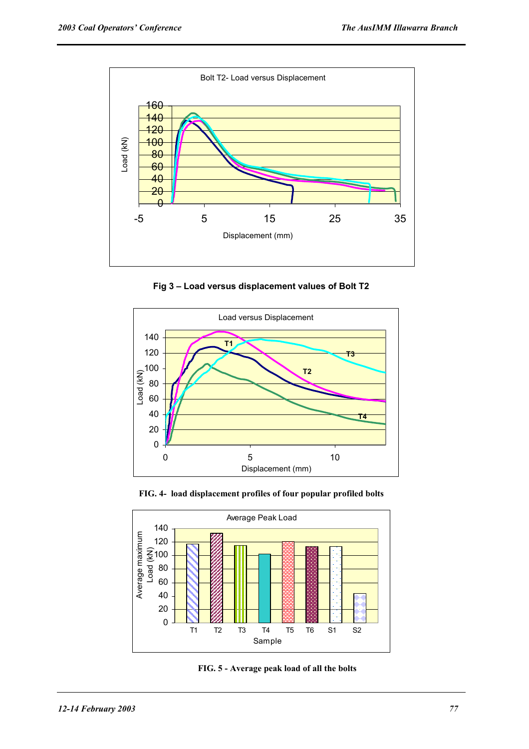Fig 3 – Load versus displacement values of Bolt T2

FIG. 4- load displacement profiles of four popular profiled bolts

FIG. 5 - Average peak load of all the bolts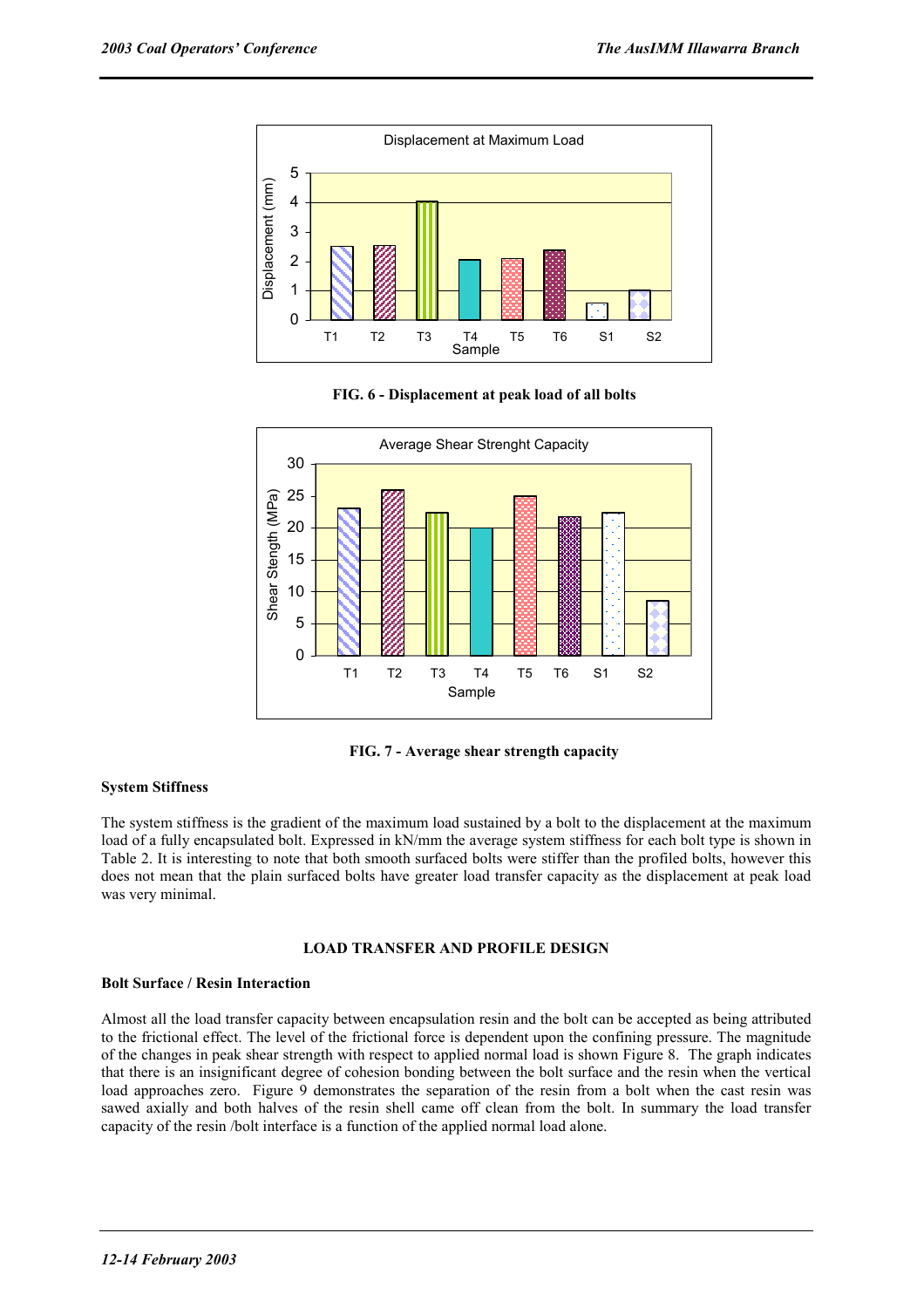FIG. 6 - Displacement at peak load of all bolts

FIG. 7 - Average shear strength capacity

### System Stiffness

The system stiffness is the gradient of the maximum load sustained by a bolt to the displacement at the maximum load of a fully encapsulated bolt. Expressed in kN/mm the average system stiffness for each bolt type is shown in Table 2. It is interesting to note that both smooth surfaced bolts were stiffer than the profiled bolts, however this does not mean that the plain surfaced bolts have greater load transfer capacity as the displacement at peak load was very minimal.

## LOAD TRANSFER AND PROFILE DESIGN

### Bolt Surface / Resin Interaction

Almost all the load transfer capacity between encapsulation resin and the bolt can be accepted as being attributed to the frictional effect. The level of the frictional force is dependent upon the confining pressure. The magnitude of the changes in peak shear strength with respect to applied normal load is shown Figure 8. The graph indicates that there is an insignificant degree of cohesion bonding between the bolt surface and the resin when the vertical load approaches zero. Figure 9 demonstrates the separation of the resin from a bolt when the cast resin was sawed axially and both halves of the resin shell came off clean from the bolt. In summary the load transfer capacity of the resin /bolt interface is a function of the applied normal load alone.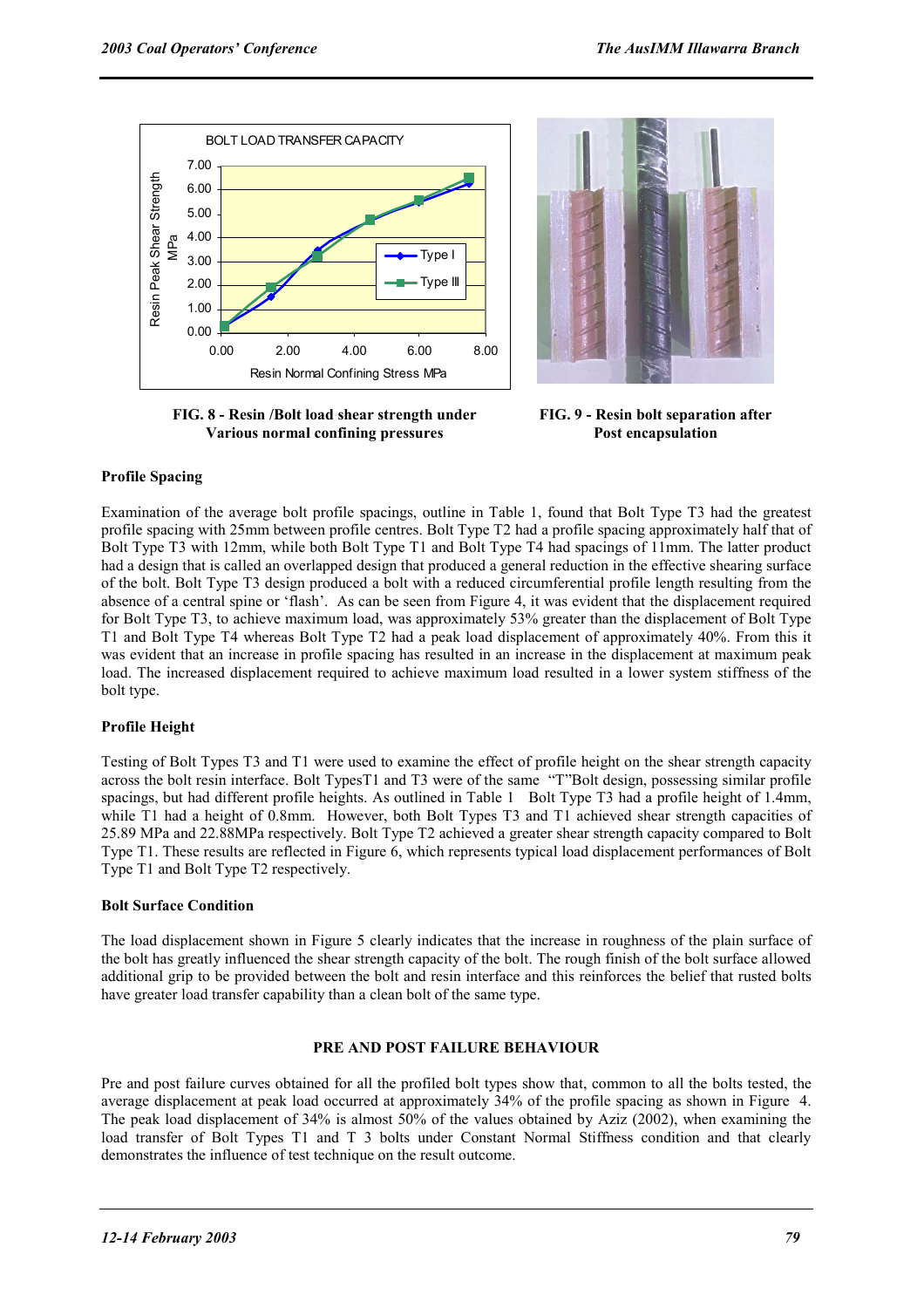FIG. 8 - Resin /Bolt load shear strength under Various normal confining pressures

FIG. 9 - Resin bolt separation after Post encapsulation

### Profile Spacing

Examination of the average bolt profile spacings, outline in Table 1, found that Bolt Type T3 had the greatest profile spacing with 25mm between profile centres. Bolt Type T2 had a profile spacing approximately half that of Bolt Type T3 with 12mm, while both Bolt Type T1 and Bolt Type T4 had spacings of 11mm. The latter product had a design that is called an overlapped design that produced a general reduction in the effective shearing surface of the bolt. Bolt Type T3 design produced a bolt with a reduced circumferential profile length resulting from the absence of a central spine or 'flash'. As can be seen from Figure 4, it was evident that the displacement required for Bolt Type T3, to achieve maximum load, was approximately 53% greater than the displacement of Bolt Type T1 and Bolt Type T4 whereas Bolt Type T2 had a peak load displacement of approximately 40%. From this it was evident that an increase in profile spacing has resulted in an increase in the displacement at maximum peak load. The increased displacement required to achieve maximum load resulted in a lower system stiffness of the bolt type.

### Profile Height

Testing of Bolt Types T3 and T1 were used to examine the effect of profile height on the shear strength capacity across the bolt resin interface. Bolt TypesT1 and T3 were of the same "T"Bolt design, possessing similar profile spacings, but had different profile heights. As outlined in Table 1 Bolt Type T3 had a profile height of 1.4mm, while T1 had a height of 0.8mm. However, both Bolt Types T3 and T1 achieved shear strength capacities of 25.89 MPa and 22.88MPa respectively. Bolt Type T2 achieved a greater shear strength capacity compared to Bolt Type T1. These results are reflected in Figure 6, which represents typical load displacement performances of Bolt Type T1 and Bolt Type T2 respectively.

### Bolt Surface Condition

The load displacement shown in Figure 5 clearly indicates that the increase in roughness of the plain surface of the bolt has greatly influenced the shear strength capacity of the bolt. The rough finish of the bolt surface allowed additional grip to be provided between the bolt and resin interface and this reinforces the belief that rusted bolts have greater load transfer capability than a clean bolt of the same type.

## PRE AND POST FAILURE BEHAVIOUR

Pre and post failure curves obtained for all the profiled bolt types show that, common to all the bolts tested, the average displacement at peak load occurred at approximately 34% of the profile spacing as shown in Figure 4. The peak load displacement of 34% is almost 50% of the values obtained by Aziz (2002), when examining the load transfer of Bolt Types T1 and T 3 bolts under Constant Normal Stiffness condition and that clearly demonstrates the influence of test technique on the result outcome.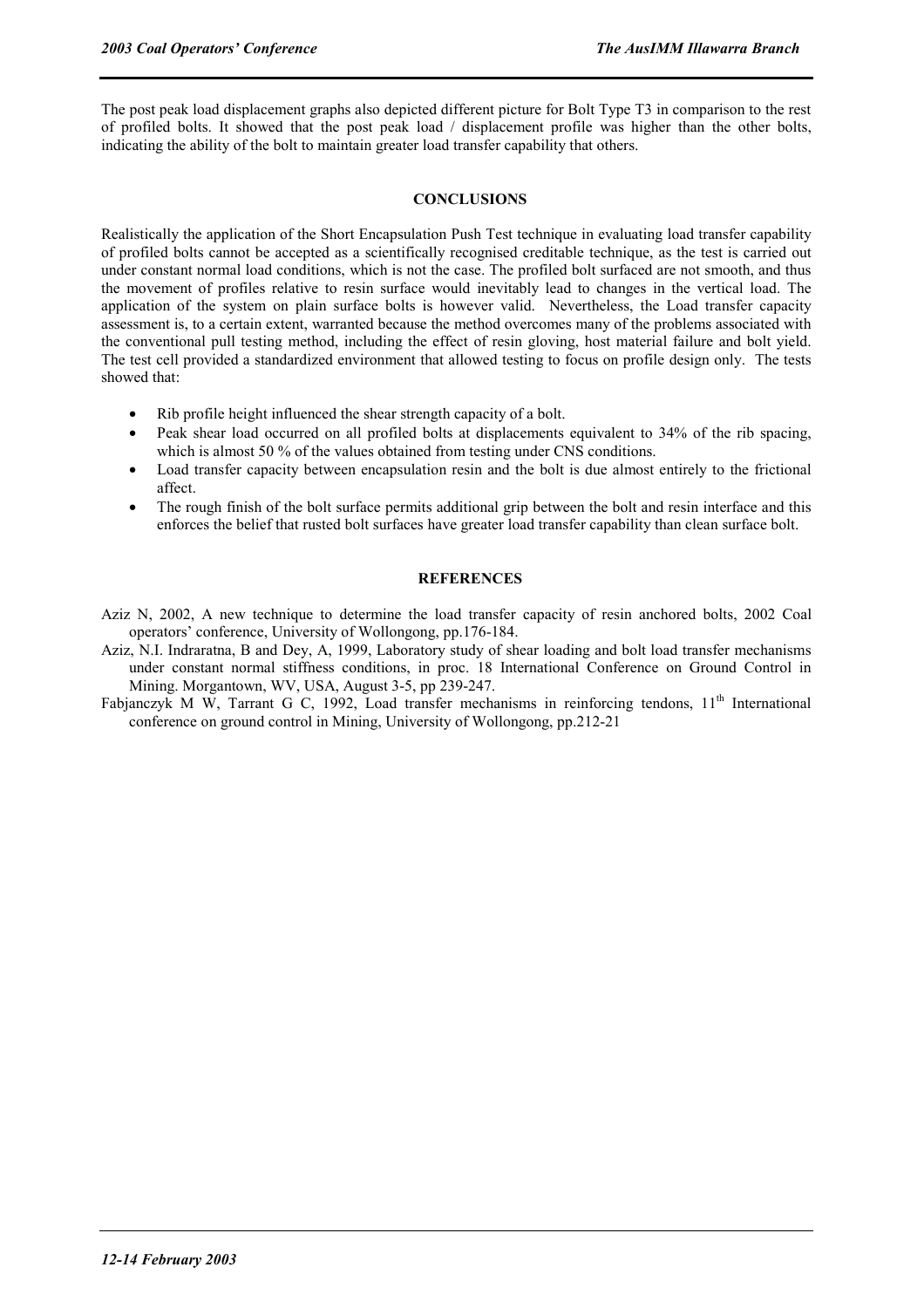The post peak load displacement graphs also depicted different picture for Bolt Type T3 in comparison to the rest of profiled bolts. It showed that the post peak load / displacement profile was higher than the other bolts, indicating the ability of the bolt to maintain greater load transfer capability that others.

## CONCLUSIONS

Realistically the application of the Short Encapsulation Push Test technique in evaluating load transfer capability of profiled bolts cannot be accepted as a scientifically recognised creditable technique, as the test is carried out under constant normal load conditions, which is not the case. The profiled bolt surfaced are not smooth, and thus the movement of profiles relative to resin surface would inevitably lead to changes in the vertical load. The application of the system on plain surface bolts is however valid. Nevertheless, the Load transfer capacity assessment is, to a certain extent, warranted because the method overcomes many of the problems associated with the conventional pull testing method, including the effect of resin gloving, host material failure and bolt yield. The test cell provided a standardized environment that allowed testing to focus on profile design only. The tests showed that:

- Rib profile height influenced the shear strength capacity of a bolt.
- Peak shear load occurred on all profiled bolts at displacements equivalent to 34% of the rib spacing, which is almost 50 % of the values obtained from testing under CNS conditions.
- Load transfer capacity between encapsulation resin and the bolt is due almost entirely to the frictional affect.
- The rough finish of the bolt surface permits additional grip between the bolt and resin interface and this enforces the belief that rusted bolt surfaces have greater load transfer capability than clean surface bolt.

## REFERENCES

Aziz N, 2002, A new technique to determine the load transfer capacity of resin anchored bolts, 2002 Coal operators' conference, University of Wollongong, pp.176-184.

Aziz, N.I. Indraratna, B and Dey, A, 1999, Laboratory study of shear loading and bolt load transfer mechanisms under constant normal stiffness conditions, in proc. 18 International Conference on Ground Control in Mining. Morgantown, WV, USA, August 3-5, pp 239-247.

Fabjanczyk M W, Tarrant G C, 1992, Load transfer mechanisms in reinforcing tendons, 11th International conference on ground control in Mining, University of Wollongong, pp.212-21